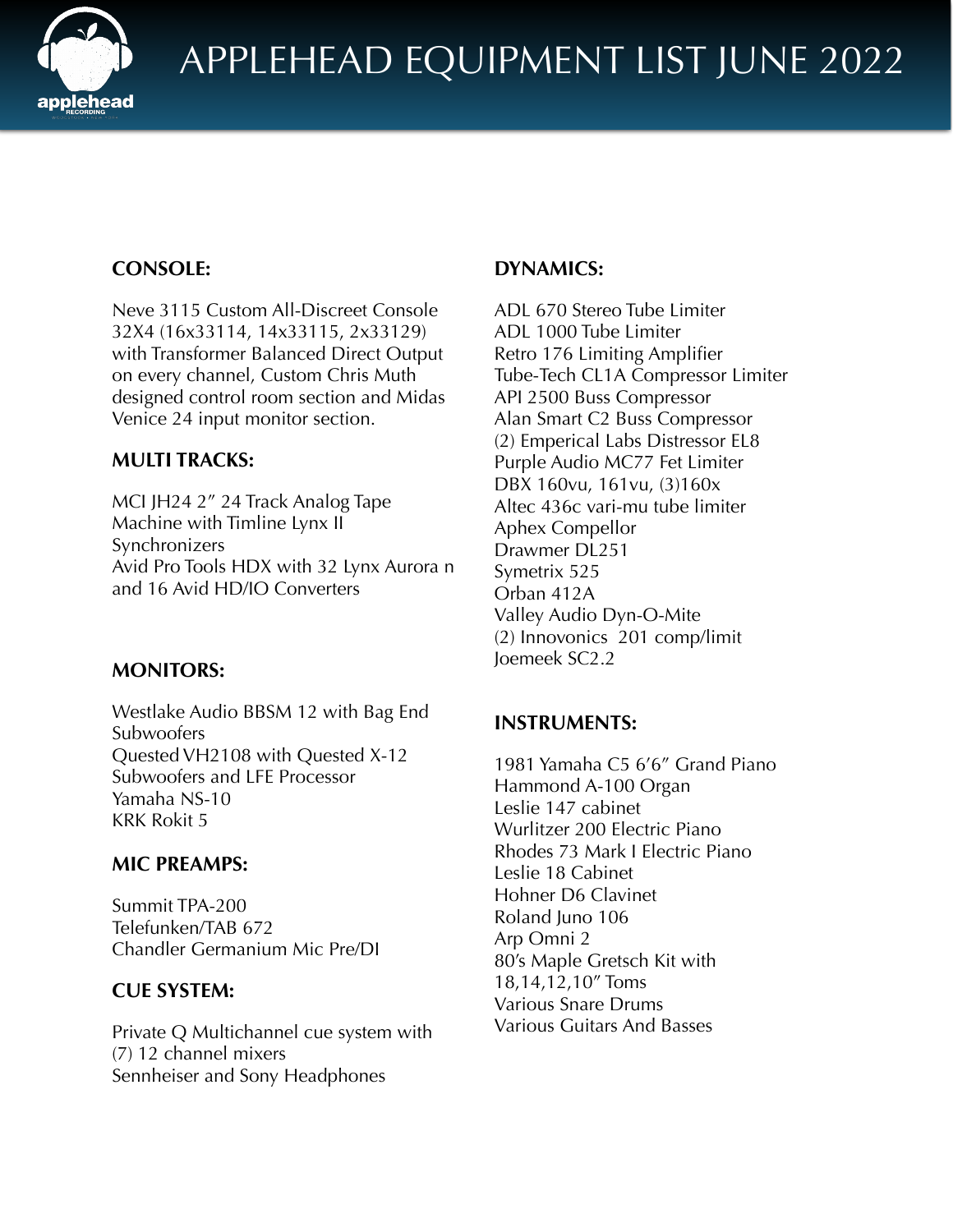# APPLEHEAD EQUIPMENT LIST JUNE 2022

**CONSOLE:**

Neve 3115 Custom All-Discreet Console 32X4 (16x33114, 14x33115, 2x33129) with Transformer Balanced Direct Output on every channel, Custom Chris Muth designed control room section and Midas Venice 24 input monitor section.

**MULTI TRACKS:**

MCI JH24 2" 24 Track Analog Tape Machine with Timline Lynx II Synchronizers
Avid Pro Tools HDX with 32 Lynx Aurora n and 16 Avid HD/IO Converters

**MONITORS:**

Westlake Audio BBSM 12 with Bag End Subwoofers
Quested VH2108 with Quested X-12 Subwoofers and LFE Processor
Yamaha NS-10
KRK Rokit 5

**MIC PREAMPS:**

Summit TPA-200
Telefunken/TAB 672
Chandler Germanium Mic Pre/DI

**CUE SYSTEM:**

Private Q Multichannel cue system with (7) 12 channel mixers
Sennheiser and Sony Headphones

**DYNAMICS:**

ADL 670 Stereo Tube Limiter
ADL 1000 Tube Limiter
Retro 176 Limiting Amplifier
Tube-Tech CL1A Compressor Limiter
API 2500 Buss Compressor
Alan Smart C2 Buss Compressor
(2) Emperical Labs Distressor EL8
Purple Audio MC77 Fet Limiter
DBX 160vu, 161vu, (3)160x
Altec 436c vari-mu tube limiter
Aphex Compellor
Drawmer DL251
Symetrix 525
Orban 412A
Valley Audio Dyn-O-Mite
(2) Innovonics 201 comp/limit
Joemeek SC2.2

**INSTRUMENTS:**

1981 Yamaha C5 6'6" Grand Piano
Hammond A-100 Organ
Leslie 147 cabinet
Wurlitzer 200 Electric Piano
Rhodes 73 Mark I Electric Piano
Leslie 18 Cabinet
Hohner D6 Clavinet
Roland Juno 106
Arp Omni 2
80's Maple Gretsch Kit with 18,14,12,10" Toms
Various Snare Drums
Various Guitars And Basses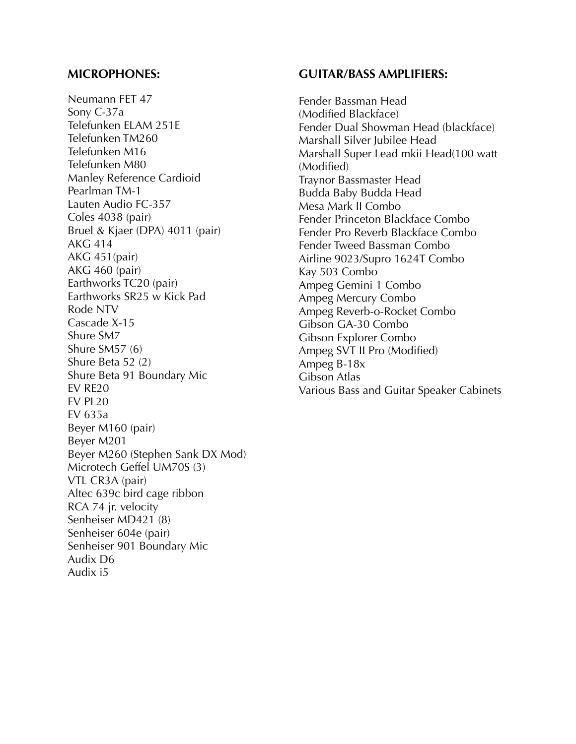## MICROPHONES:

Neumann FET 47
Sony C-37a
Telefunken ELAM 251E
Telefunken TM260
Telefunken M16
Telefunken M80
Manley Reference Cardioid
Pearlman TM-1
Lauten Audio FC-357
Coles 4038 (pair)
Bruel & Kjaer (DPA) 4011 (pair)
AKG 414
AKG 451(pair)
AKG 460 (pair)
Earthworks TC20 (pair)
Earthworks SR25 w Kick Pad
Rode NTV
Cascade X-15
Shure SM7
Shure SM57 (6)
Shure Beta 52 (2)
Shure Beta 91 Boundary Mic
EV RE20
EV PL20
EV 635a
Beyer M160 (pair)
Beyer M201
Beyer M260 (Stephen Sank DX Mod)
Microtech Geffel UM70S (3)
VTL CR3A (pair)
Altec 639c bird cage ribbon
RCA 74 jr. velocity
Senheiser MD421 (8)
Senheiser 604e (pair)
Senheiser 901 Boundary Mic
Audix D6
Audix i5

## GUITAR/BASS AMPLIFIERS:

Fender Bassman Head (Modified Blackface)
Fender Dual Showman Head (blackface)
Marshall Silver Jubilee Head
Marshall Super Lead mkii Head(100 watt (Modified)
Traynor Bassmaster Head
Budda Baby Budda Head
Mesa Mark II Combo
Fender Princeton Blackface Combo
Fender Pro Reverb Blackface Combo
Fender Tweed Bassman Combo
Airline 9023/Supro 1624T Combo
Kay 503 Combo
Ampeg Gemini 1 Combo
Ampeg Mercury Combo
Ampeg Reverb-o-Rocket Combo
Gibson GA-30 Combo
Gibson Explorer Combo
Ampeg SVT II Pro (Modified)
Ampeg B-18x
Gibson Atlas
Various Bass and Guitar Speaker Cabinets